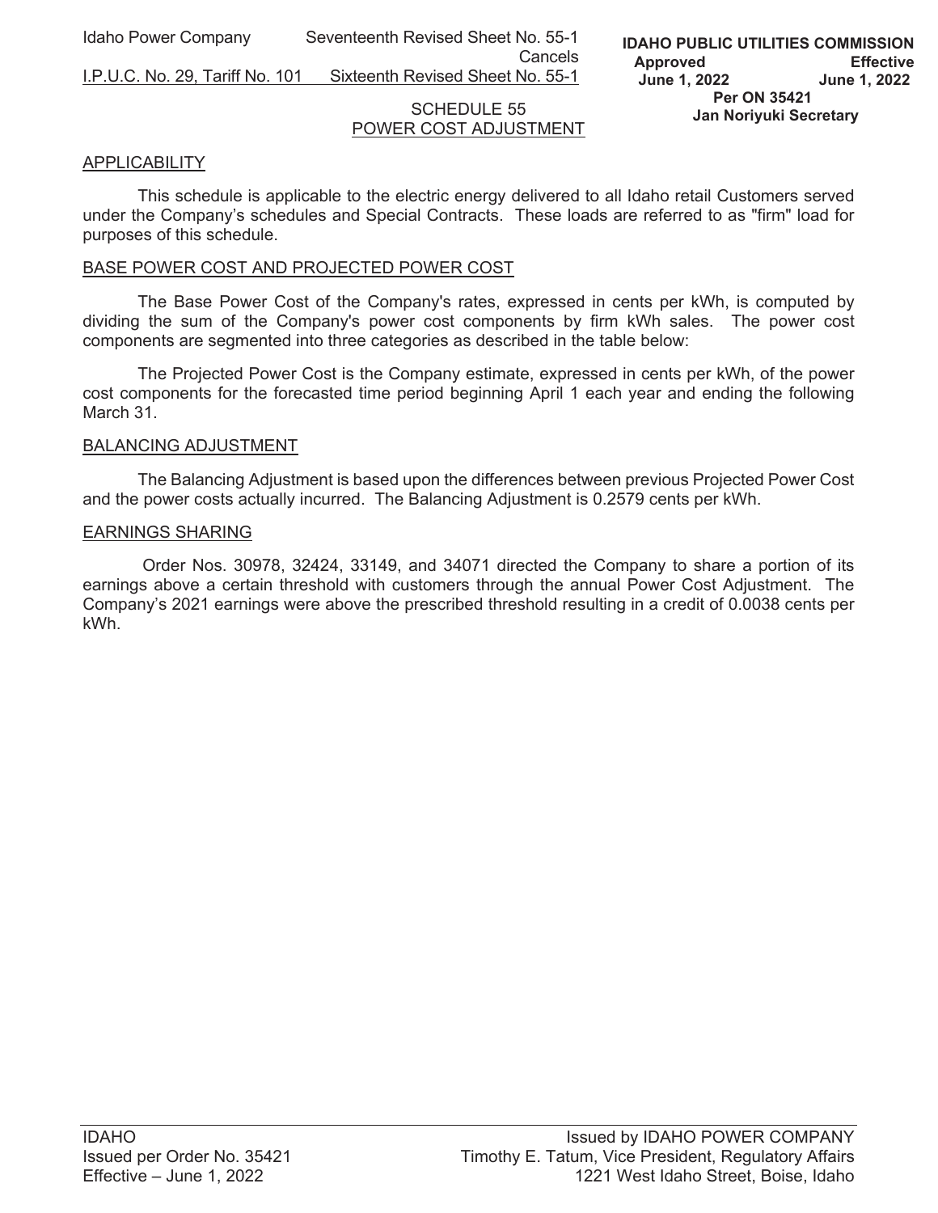Idaho Power Company Seventeenth Revised Sheet No. 55-1
Cancels
I.P.U.C. No. 29, Tariff No. 101 Sixteenth Revised Sheet No. 55-1

**IDAHO PUBLIC UTILITIES COMMISSION**
**Approved June 1, 2022 Effective June 1, 2022**
**Per ON 35421**
**Jan Noriyuki Secretary**

## SCHEDULE 55
## POWER COST ADJUSTMENT

### APPLICABILITY

This schedule is applicable to the electric energy delivered to all Idaho retail Customers served under the Company's schedules and Special Contracts. These loads are referred to as "firm" load for purposes of this schedule.

### BASE POWER COST AND PROJECTED POWER COST

The Base Power Cost of the Company's rates, expressed in cents per kWh, is computed by dividing the sum of the Company's power cost components by firm kWh sales. The power cost components are segmented into three categories as described in the table below:

The Projected Power Cost is the Company estimate, expressed in cents per kWh, of the power cost components for the forecasted time period beginning April 1 each year and ending the following March 31.

### BALANCING ADJUSTMENT

The Balancing Adjustment is based upon the differences between previous Projected Power Cost and the power costs actually incurred. The Balancing Adjustment is 0.2579 cents per kWh.

### EARNINGS SHARING

Order Nos. 30978, 32424, 33149, and 34071 directed the Company to share a portion of its earnings above a certain threshold with customers through the annual Power Cost Adjustment. The Company's 2021 earnings were above the prescribed threshold resulting in a credit of 0.0038 cents per kWh.

IDAHO
Issued per Order No. 35421
Effective – June 1, 2022

Issued by IDAHO POWER COMPANY
Timothy E. Tatum, Vice President, Regulatory Affairs
1221 West Idaho Street, Boise, Idaho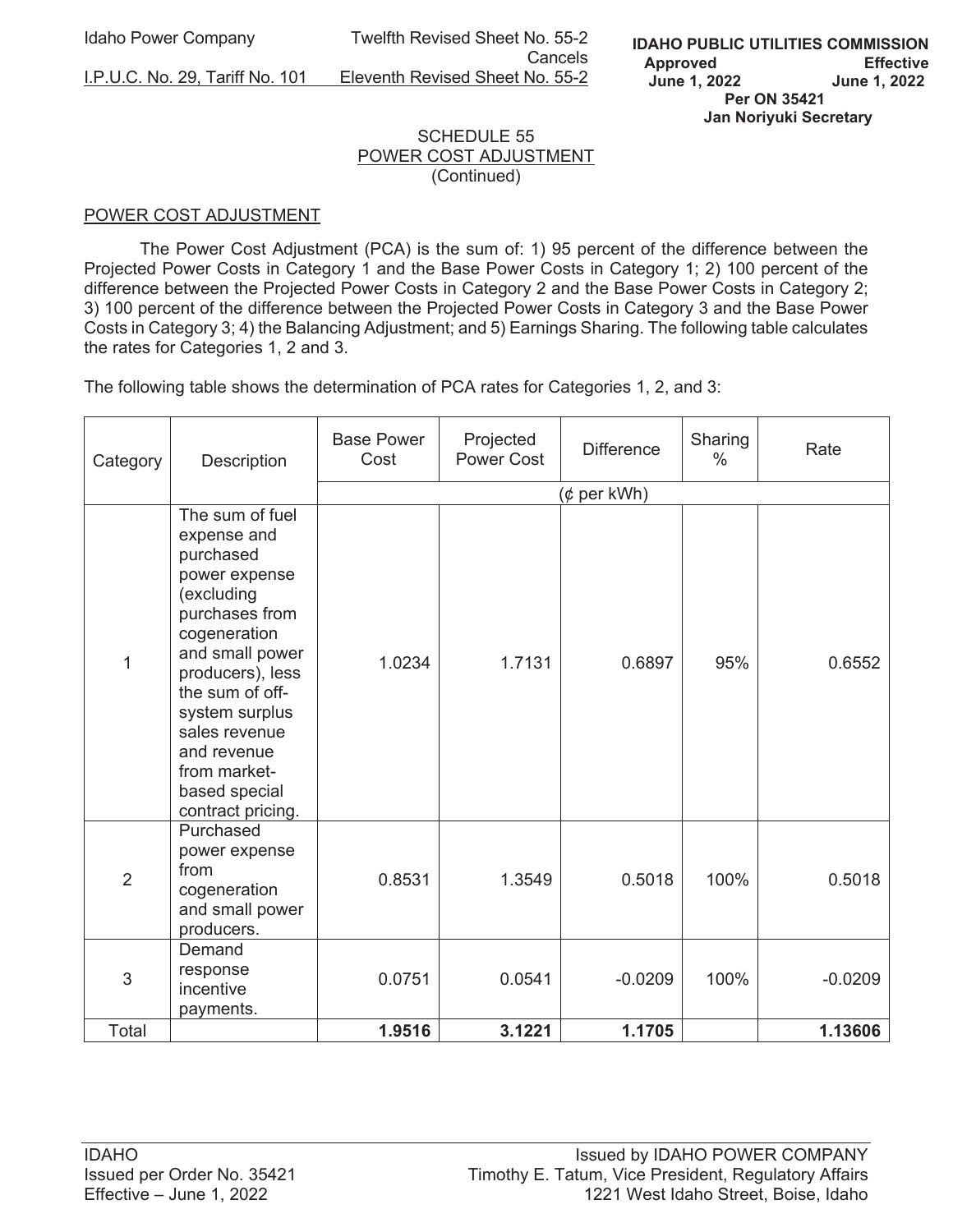Idaho Power Company | Twelfth Revised Sheet No. 55-2 Cancels
I.P.U.C. No. 29, Tariff No. 101 | Eleventh Revised Sheet No. 55-2

**IDAHO PUBLIC UTILITIES COMMISSION**
**Approved June 1, 2022 Effective June 1, 2022**
**Per ON 35421**
**Jan Noriyuki Secretary**

SCHEDULE 55
POWER COST ADJUSTMENT
(Continued)

POWER COST ADJUSTMENT

The Power Cost Adjustment (PCA) is the sum of: 1) 95 percent of the difference between the Projected Power Costs in Category 1 and the Base Power Costs in Category 1; 2) 100 percent of the difference between the Projected Power Costs in Category 2 and the Base Power Costs in Category 2; 3) 100 percent of the difference between the Projected Power Costs in Category 3 and the Base Power Costs in Category 3; 4) the Balancing Adjustment; and 5) Earnings Sharing. The following table calculates the rates for Categories 1, 2 and 3.

The following table shows the determination of PCA rates for Categories 1, 2, and 3:

| Category | Description | Base Power Cost | Projected Power Cost | Difference | Sharing % | Rate |
|---|---|---|---|---|---|---|
| | | (¢ per kWh) | | | | |
| 1 | The sum of fuel expense and purchased power expense (excluding purchases from cogeneration and small power producers), less the sum of off-system surplus sales revenue and revenue from market-based special contract pricing. | 1.0234 | 1.7131 | 0.6897 | 95% | 0.6552 |
| 2 | Purchased power expense from cogeneration and small power producers. | 0.8531 | 1.3549 | 0.5018 | 100% | 0.5018 |
| 3 | Demand response incentive payments. | 0.0751 | 0.0541 | -0.0209 | 100% | -0.0209 |
| Total | | **1.9516** | **3.1221** | **1.1705** | | **1.13606** |

IDAHO
Issued per Order No. 35421
Effective – June 1, 2022

Issued by IDAHO POWER COMPANY
Timothy E. Tatum, Vice President, Regulatory Affairs
1221 West Idaho Street, Boise, Idaho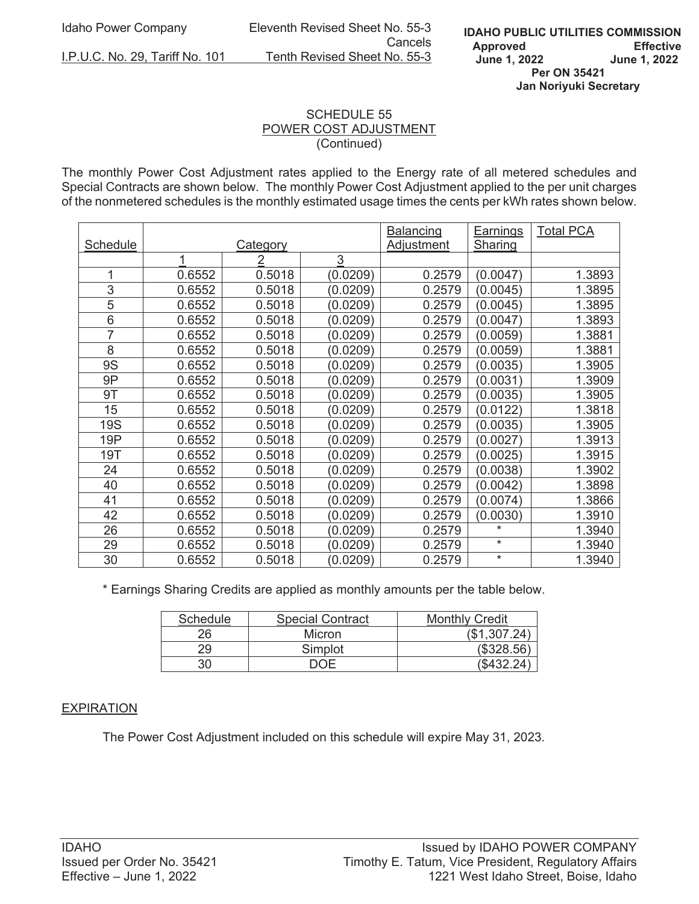Idaho Power Company — Eleventh Revised Sheet No. 55-3 Cancels Tenth Revised Sheet No. 55-3

I.P.U.C. No. 29, Tariff No. 101

**IDAHO PUBLIC UTILITIES COMMISSION**
**Approved June 1, 2022 — Effective June 1, 2022**
**Per ON 35421**
**Jan Noriyuki Secretary**

## SCHEDULE 55
## POWER COST ADJUSTMENT
(Continued)

The monthly Power Cost Adjustment rates applied to the Energy rate of all metered schedules and Special Contracts are shown below. The monthly Power Cost Adjustment applied to the per unit charges of the nonmetered schedules is the monthly estimated usage times the cents per kWh rates shown below.

| Schedule | Category | | | Balancing Adjustment | Earnings Sharing | Total PCA |
|---|---|---|---|---|---|---|
| | 1 | 2 | 3 | | | |
| 1 | 0.6552 | 0.5018 | (0.0209) | 0.2579 | (0.0047) | 1.3893 |
| 3 | 0.6552 | 0.5018 | (0.0209) | 0.2579 | (0.0045) | 1.3895 |
| 5 | 0.6552 | 0.5018 | (0.0209) | 0.2579 | (0.0045) | 1.3895 |
| 6 | 0.6552 | 0.5018 | (0.0209) | 0.2579 | (0.0047) | 1.3893 |
| 7 | 0.6552 | 0.5018 | (0.0209) | 0.2579 | (0.0059) | 1.3881 |
| 8 | 0.6552 | 0.5018 | (0.0209) | 0.2579 | (0.0059) | 1.3881 |
| 9S | 0.6552 | 0.5018 | (0.0209) | 0.2579 | (0.0035) | 1.3905 |
| 9P | 0.6552 | 0.5018 | (0.0209) | 0.2579 | (0.0031) | 1.3909 |
| 9T | 0.6552 | 0.5018 | (0.0209) | 0.2579 | (0.0035) | 1.3905 |
| 15 | 0.6552 | 0.5018 | (0.0209) | 0.2579 | (0.0122) | 1.3818 |
| 19S | 0.6552 | 0.5018 | (0.0209) | 0.2579 | (0.0035) | 1.3905 |
| 19P | 0.6552 | 0.5018 | (0.0209) | 0.2579 | (0.0027) | 1.3913 |
| 19T | 0.6552 | 0.5018 | (0.0209) | 0.2579 | (0.0025) | 1.3915 |
| 24 | 0.6552 | 0.5018 | (0.0209) | 0.2579 | (0.0038) | 1.3902 |
| 40 | 0.6552 | 0.5018 | (0.0209) | 0.2579 | (0.0042) | 1.3898 |
| 41 | 0.6552 | 0.5018 | (0.0209) | 0.2579 | (0.0074) | 1.3866 |
| 42 | 0.6552 | 0.5018 | (0.0209) | 0.2579 | (0.0030) | 1.3910 |
| 26 | 0.6552 | 0.5018 | (0.0209) | 0.2579 | * | 1.3940 |
| 29 | 0.6552 | 0.5018 | (0.0209) | 0.2579 | * | 1.3940 |
| 30 | 0.6552 | 0.5018 | (0.0209) | 0.2579 | * | 1.3940 |

\* Earnings Sharing Credits are applied as monthly amounts per the table below.

| Schedule | Special Contract | Monthly Credit |
|---|---|---|
| 26 | Micron | ($1,307.24) |
| 29 | Simplot | ($328.56) |
| 30 | DOE | ($432.24) |

### EXPIRATION

The Power Cost Adjustment included on this schedule will expire May 31, 2023.

IDAHO
Issued per Order No. 35421
Effective – June 1, 2022

Issued by IDAHO POWER COMPANY
Timothy E. Tatum, Vice President, Regulatory Affairs
1221 West Idaho Street, Boise, Idaho